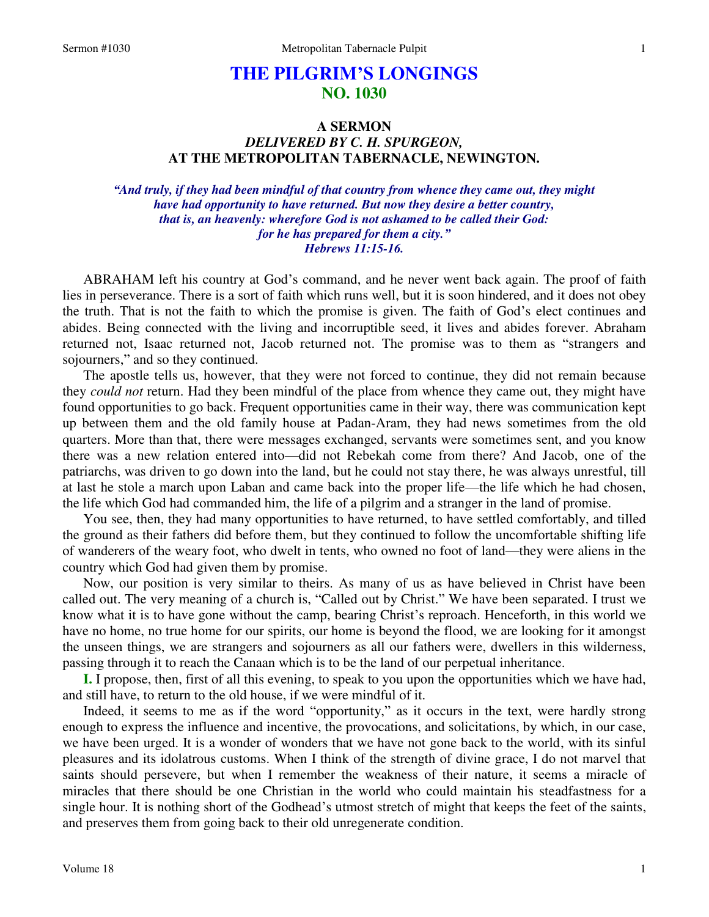# THE PILGRIM'S LONGINGS
## NO. 1030

### A SERMON
### *DELIVERED BY C. H. SPURGEON,*
### AT THE METROPOLITAN TABERNACLE, NEWINGTON.

***"And truly, if they had been mindful of that country from whence they came out, they might have had opportunity to have returned. But now they desire a better country, that is, an heavenly: wherefore God is not ashamed to be called their God: for he has prepared for them a city." Hebrews 11:15-16.***

ABRAHAM left his country at God's command, and he never went back again. The proof of faith lies in perseverance. There is a sort of faith which runs well, but it is soon hindered, and it does not obey the truth. That is not the faith to which the promise is given. The faith of God's elect continues and abides. Being connected with the living and incorruptible seed, it lives and abides forever. Abraham returned not, Isaac returned not, Jacob returned not. The promise was to them as "strangers and sojourners," and so they continued.

The apostle tells us, however, that they were not forced to continue, they did not remain because they *could not* return. Had they been mindful of the place from whence they came out, they might have found opportunities to go back. Frequent opportunities came in their way, there was communication kept up between them and the old family house at Padan-Aram, they had news sometimes from the old quarters. More than that, there were messages exchanged, servants were sometimes sent, and you know there was a new relation entered into—did not Rebekah come from there? And Jacob, one of the patriarchs, was driven to go down into the land, but he could not stay there, he was always unrestful, till at last he stole a march upon Laban and came back into the proper life—the life which he had chosen, the life which God had commanded him, the life of a pilgrim and a stranger in the land of promise.

You see, then, they had many opportunities to have returned, to have settled comfortably, and tilled the ground as their fathers did before them, but they continued to follow the uncomfortable shifting life of wanderers of the weary foot, who dwelt in tents, who owned no foot of land—they were aliens in the country which God had given them by promise.

Now, our position is very similar to theirs. As many of us as have believed in Christ have been called out. The very meaning of a church is, "Called out by Christ." We have been separated. I trust we know what it is to have gone without the camp, bearing Christ's reproach. Henceforth, in this world we have no home, no true home for our spirits, our home is beyond the flood, we are looking for it amongst the unseen things, we are strangers and sojourners as all our fathers were, dwellers in this wilderness, passing through it to reach the Canaan which is to be the land of our perpetual inheritance.

**I.** I propose, then, first of all this evening, to speak to you upon the opportunities which we have had, and still have, to return to the old house, if we were mindful of it.

Indeed, it seems to me as if the word "opportunity," as it occurs in the text, were hardly strong enough to express the influence and incentive, the provocations, and solicitations, by which, in our case, we have been urged. It is a wonder of wonders that we have not gone back to the world, with its sinful pleasures and its idolatrous customs. When I think of the strength of divine grace, I do not marvel that saints should persevere, but when I remember the weakness of their nature, it seems a miracle of miracles that there should be one Christian in the world who could maintain his steadfastness for a single hour. It is nothing short of the Godhead's utmost stretch of might that keeps the feet of the saints, and preserves them from going back to their old unregenerate condition.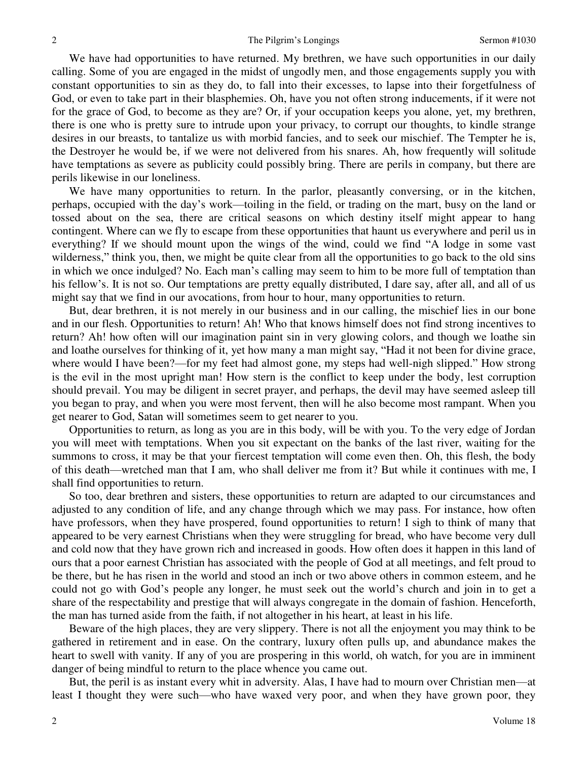We have had opportunities to have returned. My brethren, we have such opportunities in our daily calling. Some of you are engaged in the midst of ungodly men, and those engagements supply you with constant opportunities to sin as they do, to fall into their excesses, to lapse into their forgetfulness of God, or even to take part in their blasphemies. Oh, have you not often strong inducements, if it were not for the grace of God, to become as they are? Or, if your occupation keeps you alone, yet, my brethren, there is one who is pretty sure to intrude upon your privacy, to corrupt our thoughts, to kindle strange desires in our breasts, to tantalize us with morbid fancies, and to seek our mischief. The Tempter he is, the Destroyer he would be, if we were not delivered from his snares. Ah, how frequently will solitude have temptations as severe as publicity could possibly bring. There are perils in company, but there are perils likewise in our loneliness.

We have many opportunities to return. In the parlor, pleasantly conversing, or in the kitchen, perhaps, occupied with the day's work—toiling in the field, or trading on the mart, busy on the land or tossed about on the sea, there are critical seasons on which destiny itself might appear to hang contingent. Where can we fly to escape from these opportunities that haunt us everywhere and peril us in everything? If we should mount upon the wings of the wind, could we find "A lodge in some vast wilderness," think you, then, we might be quite clear from all the opportunities to go back to the old sins in which we once indulged? No. Each man's calling may seem to him to be more full of temptation than his fellow's. It is not so. Our temptations are pretty equally distributed, I dare say, after all, and all of us might say that we find in our avocations, from hour to hour, many opportunities to return.

But, dear brethren, it is not merely in our business and in our calling, the mischief lies in our bone and in our flesh. Opportunities to return! Ah! Who that knows himself does not find strong incentives to return? Ah! how often will our imagination paint sin in very glowing colors, and though we loathe sin and loathe ourselves for thinking of it, yet how many a man might say, "Had it not been for divine grace, where would I have been?—for my feet had almost gone, my steps had well-nigh slipped." How strong is the evil in the most upright man! How stern is the conflict to keep under the body, lest corruption should prevail. You may be diligent in secret prayer, and perhaps, the devil may have seemed asleep till you began to pray, and when you were most fervent, then will he also become most rampant. When you get nearer to God, Satan will sometimes seem to get nearer to you.

Opportunities to return, as long as you are in this body, will be with you. To the very edge of Jordan you will meet with temptations. When you sit expectant on the banks of the last river, waiting for the summons to cross, it may be that your fiercest temptation will come even then. Oh, this flesh, the body of this death—wretched man that I am, who shall deliver me from it? But while it continues with me, I shall find opportunities to return.

So too, dear brethren and sisters, these opportunities to return are adapted to our circumstances and adjusted to any condition of life, and any change through which we may pass. For instance, how often have professors, when they have prospered, found opportunities to return! I sigh to think of many that appeared to be very earnest Christians when they were struggling for bread, who have become very dull and cold now that they have grown rich and increased in goods. How often does it happen in this land of ours that a poor earnest Christian has associated with the people of God at all meetings, and felt proud to be there, but he has risen in the world and stood an inch or two above others in common esteem, and he could not go with God's people any longer, he must seek out the world's church and join in to get a share of the respectability and prestige that will always congregate in the domain of fashion. Henceforth, the man has turned aside from the faith, if not altogether in his heart, at least in his life.

Beware of the high places, they are very slippery. There is not all the enjoyment you may think to be gathered in retirement and in ease. On the contrary, luxury often pulls up, and abundance makes the heart to swell with vanity. If any of you are prospering in this world, oh watch, for you are in imminent danger of being mindful to return to the place whence you came out.

But, the peril is as instant every whit in adversity. Alas, I have had to mourn over Christian men—at least I thought they were such—who have waxed very poor, and when they have grown poor, they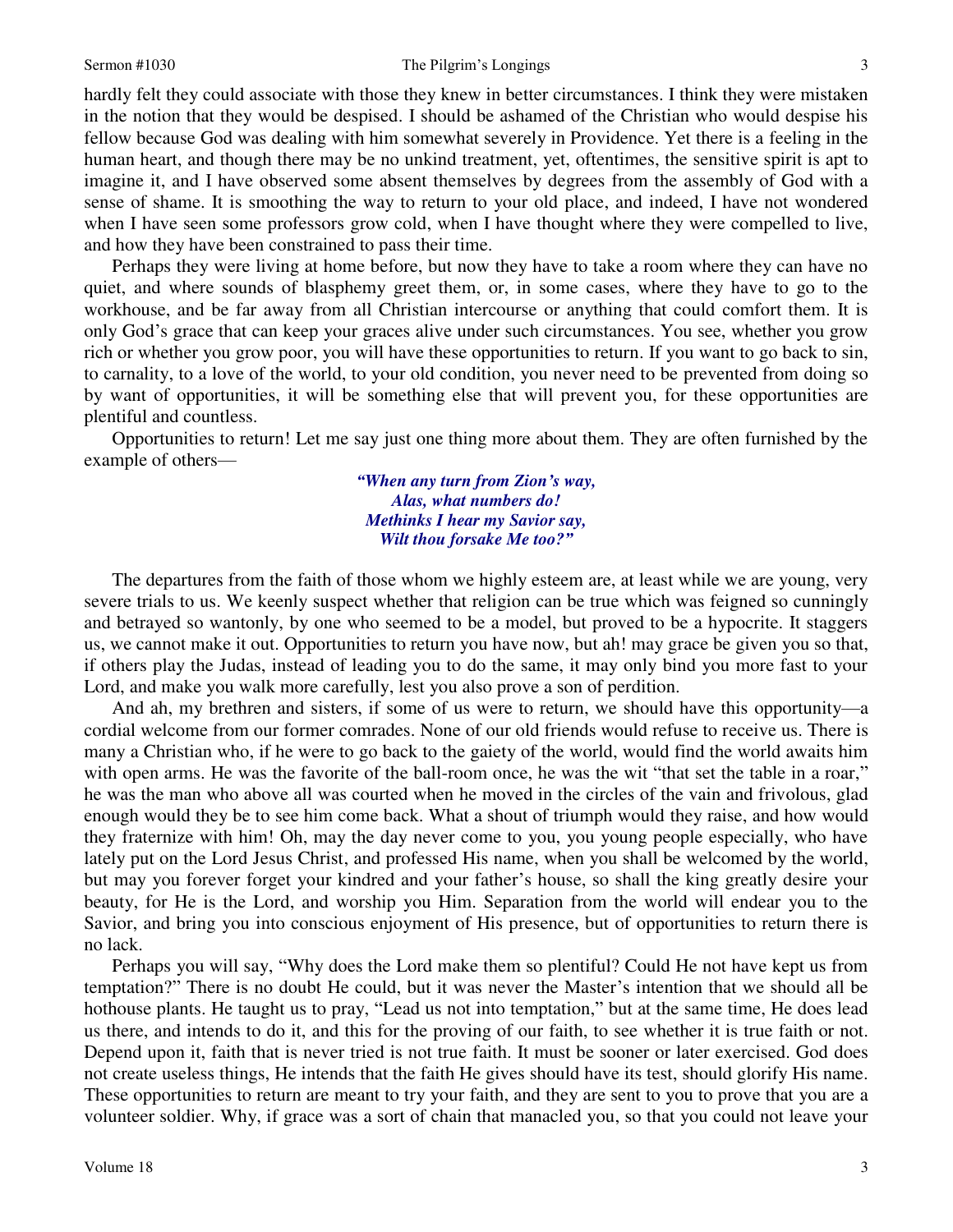hardly felt they could associate with those they knew in better circumstances. I think they were mistaken in the notion that they would be despised. I should be ashamed of the Christian who would despise his fellow because God was dealing with him somewhat severely in Providence. Yet there is a feeling in the human heart, and though there may be no unkind treatment, yet, oftentimes, the sensitive spirit is apt to imagine it, and I have observed some absent themselves by degrees from the assembly of God with a sense of shame. It is smoothing the way to return to your old place, and indeed, I have not wondered when I have seen some professors grow cold, when I have thought where they were compelled to live, and how they have been constrained to pass their time.

Perhaps they were living at home before, but now they have to take a room where they can have no quiet, and where sounds of blasphemy greet them, or, in some cases, where they have to go to the workhouse, and be far away from all Christian intercourse or anything that could comfort them. It is only God's grace that can keep your graces alive under such circumstances. You see, whether you grow rich or whether you grow poor, you will have these opportunities to return. If you want to go back to sin, to carnality, to a love of the world, to your old condition, you never need to be prevented from doing so by want of opportunities, it will be something else that will prevent you, for these opportunities are plentiful and countless.

Opportunities to return! Let me say just one thing more about them. They are often furnished by the example of others—

> ***"When any turn from Zion's way,***
> ***Alas, what numbers do!***
> ***Methinks I hear my Savior say,***
> ***Wilt thou forsake Me too?"***

The departures from the faith of those whom we highly esteem are, at least while we are young, very severe trials to us. We keenly suspect whether that religion can be true which was feigned so cunningly and betrayed so wantonly, by one who seemed to be a model, but proved to be a hypocrite. It staggers us, we cannot make it out. Opportunities to return you have now, but ah! may grace be given you so that, if others play the Judas, instead of leading you to do the same, it may only bind you more fast to your Lord, and make you walk more carefully, lest you also prove a son of perdition.

And ah, my brethren and sisters, if some of us were to return, we should have this opportunity—a cordial welcome from our former comrades. None of our old friends would refuse to receive us. There is many a Christian who, if he were to go back to the gaiety of the world, would find the world awaits him with open arms. He was the favorite of the ball-room once, he was the wit "that set the table in a roar," he was the man who above all was courted when he moved in the circles of the vain and frivolous, glad enough would they be to see him come back. What a shout of triumph would they raise, and how would they fraternize with him! Oh, may the day never come to you, you young people especially, who have lately put on the Lord Jesus Christ, and professed His name, when you shall be welcomed by the world, but may you forever forget your kindred and your father's house, so shall the king greatly desire your beauty, for He is the Lord, and worship you Him. Separation from the world will endear you to the Savior, and bring you into conscious enjoyment of His presence, but of opportunities to return there is no lack.

Perhaps you will say, "Why does the Lord make them so plentiful? Could He not have kept us from temptation?" There is no doubt He could, but it was never the Master's intention that we should all be hothouse plants. He taught us to pray, "Lead us not into temptation," but at the same time, He does lead us there, and intends to do it, and this for the proving of our faith, to see whether it is true faith or not. Depend upon it, faith that is never tried is not true faith. It must be sooner or later exercised. God does not create useless things, He intends that the faith He gives should have its test, should glorify His name. These opportunities to return are meant to try your faith, and they are sent to you to prove that you are a volunteer soldier. Why, if grace was a sort of chain that manacled you, so that you could not leave your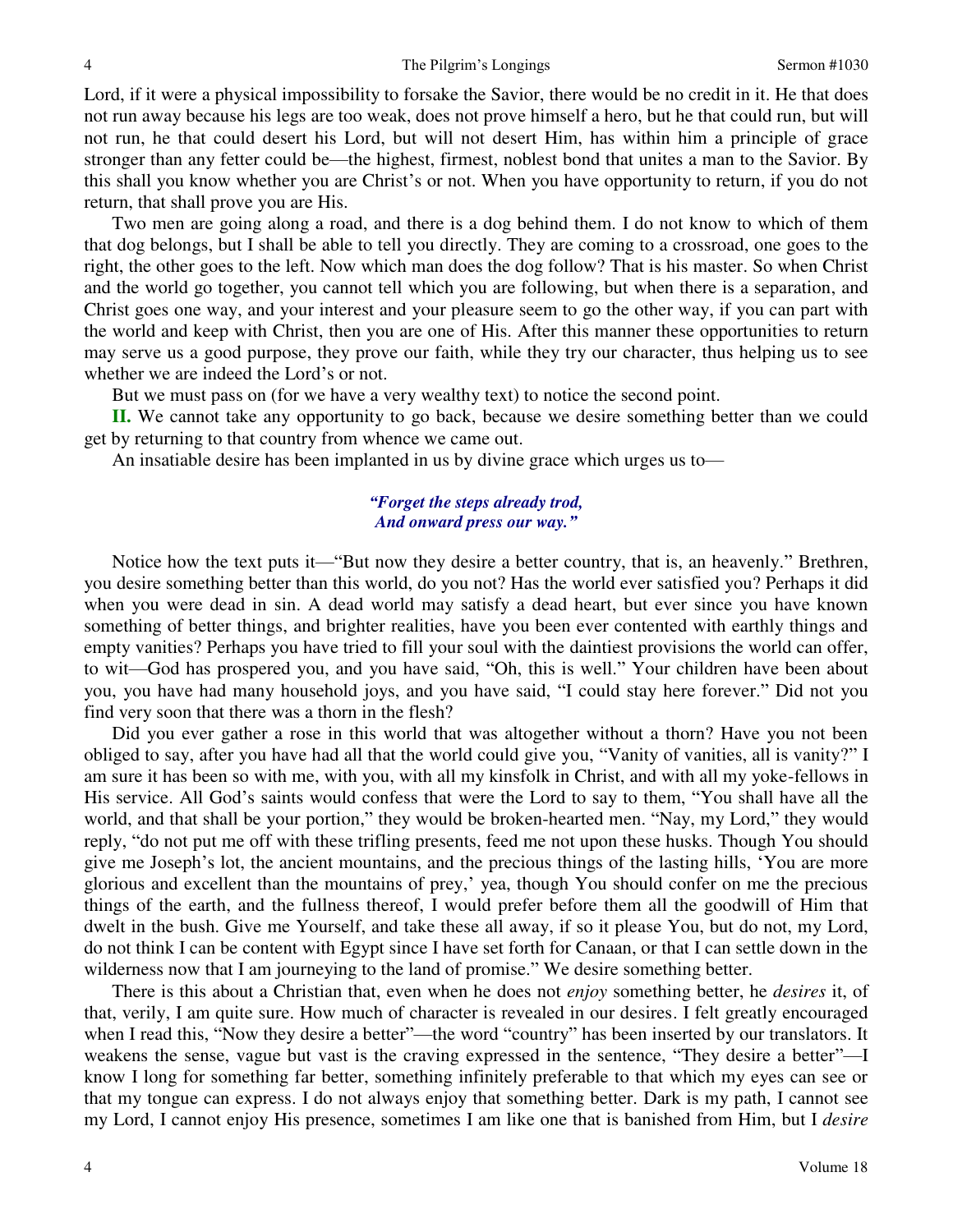Lord, if it were a physical impossibility to forsake the Savior, there would be no credit in it. He that does not run away because his legs are too weak, does not prove himself a hero, but he that could run, but will not run, he that could desert his Lord, but will not desert Him, has within him a principle of grace stronger than any fetter could be—the highest, firmest, noblest bond that unites a man to the Savior. By this shall you know whether you are Christ's or not. When you have opportunity to return, if you do not return, that shall prove you are His.

Two men are going along a road, and there is a dog behind them. I do not know to which of them that dog belongs, but I shall be able to tell you directly. They are coming to a crossroad, one goes to the right, the other goes to the left. Now which man does the dog follow? That is his master. So when Christ and the world go together, you cannot tell which you are following, but when there is a separation, and Christ goes one way, and your interest and your pleasure seem to go the other way, if you can part with the world and keep with Christ, then you are one of His. After this manner these opportunities to return may serve us a good purpose, they prove our faith, while they try our character, thus helping us to see whether we are indeed the Lord's or not.

But we must pass on (for we have a very wealthy text) to notice the second point.

**II.** We cannot take any opportunity to go back, because we desire something better than we could get by returning to that country from whence we came out.

An insatiable desire has been implanted in us by divine grace which urges us to—

> ***"Forget the steps already trod,***
> ***And onward press our way."***

Notice how the text puts it—"But now they desire a better country, that is, an heavenly." Brethren, you desire something better than this world, do you not? Has the world ever satisfied you? Perhaps it did when you were dead in sin. A dead world may satisfy a dead heart, but ever since you have known something of better things, and brighter realities, have you been ever contented with earthly things and empty vanities? Perhaps you have tried to fill your soul with the daintiest provisions the world can offer, to wit—God has prospered you, and you have said, "Oh, this is well." Your children have been about you, you have had many household joys, and you have said, "I could stay here forever." Did not you find very soon that there was a thorn in the flesh?

Did you ever gather a rose in this world that was altogether without a thorn? Have you not been obliged to say, after you have had all that the world could give you, "Vanity of vanities, all is vanity?" I am sure it has been so with me, with you, with all my kinsfolk in Christ, and with all my yoke-fellows in His service. All God's saints would confess that were the Lord to say to them, "You shall have all the world, and that shall be your portion," they would be broken-hearted men. "Nay, my Lord," they would reply, "do not put me off with these trifling presents, feed me not upon these husks. Though You should give me Joseph's lot, the ancient mountains, and the precious things of the lasting hills, 'You are more glorious and excellent than the mountains of prey,' yea, though You should confer on me the precious things of the earth, and the fullness thereof, I would prefer before them all the goodwill of Him that dwelt in the bush. Give me Yourself, and take these all away, if so it please You, but do not, my Lord, do not think I can be content with Egypt since I have set forth for Canaan, or that I can settle down in the wilderness now that I am journeying to the land of promise." We desire something better.

There is this about a Christian that, even when he does not *enjoy* something better, he *desires* it, of that, verily, I am quite sure. How much of character is revealed in our desires. I felt greatly encouraged when I read this, "Now they desire a better"—the word "country" has been inserted by our translators. It weakens the sense, vague but vast is the craving expressed in the sentence, "They desire a better"—I know I long for something far better, something infinitely preferable to that which my eyes can see or that my tongue can express. I do not always enjoy that something better. Dark is my path, I cannot see my Lord, I cannot enjoy His presence, sometimes I am like one that is banished from Him, but I *desire*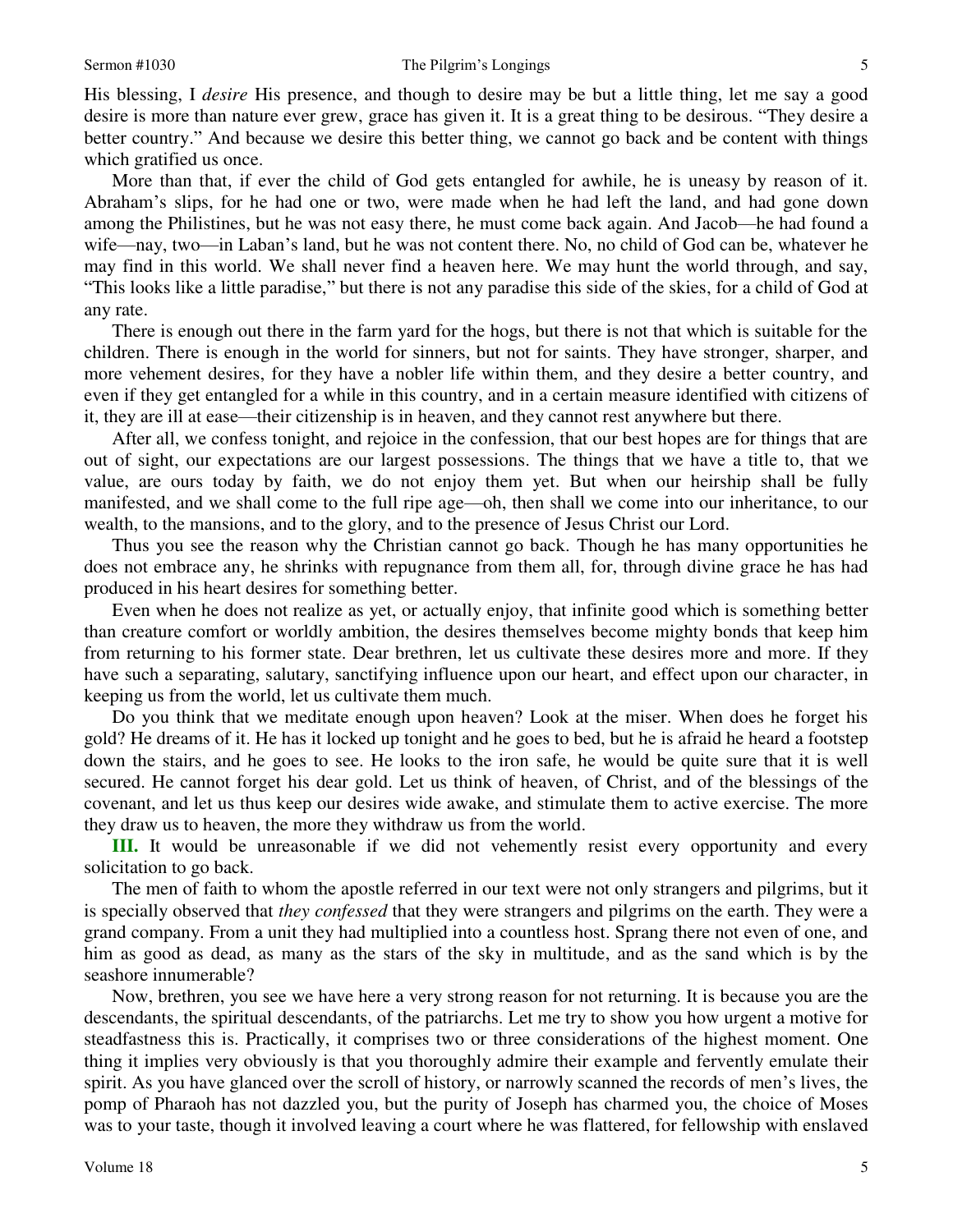His blessing, I *desire* His presence, and though to desire may be but a little thing, let me say a good desire is more than nature ever grew, grace has given it. It is a great thing to be desirous. "They desire a better country." And because we desire this better thing, we cannot go back and be content with things which gratified us once.

More than that, if ever the child of God gets entangled for awhile, he is uneasy by reason of it. Abraham's slips, for he had one or two, were made when he had left the land, and had gone down among the Philistines, but he was not easy there, he must come back again. And Jacob—he had found a wife—nay, two—in Laban's land, but he was not content there. No, no child of God can be, whatever he may find in this world. We shall never find a heaven here. We may hunt the world through, and say, "This looks like a little paradise," but there is not any paradise this side of the skies, for a child of God at any rate.

There is enough out there in the farm yard for the hogs, but there is not that which is suitable for the children. There is enough in the world for sinners, but not for saints. They have stronger, sharper, and more vehement desires, for they have a nobler life within them, and they desire a better country, and even if they get entangled for a while in this country, and in a certain measure identified with citizens of it, they are ill at ease—their citizenship is in heaven, and they cannot rest anywhere but there.

After all, we confess tonight, and rejoice in the confession, that our best hopes are for things that are out of sight, our expectations are our largest possessions. The things that we have a title to, that we value, are ours today by faith, we do not enjoy them yet. But when our heirship shall be fully manifested, and we shall come to the full ripe age—oh, then shall we come into our inheritance, to our wealth, to the mansions, and to the glory, and to the presence of Jesus Christ our Lord.

Thus you see the reason why the Christian cannot go back. Though he has many opportunities he does not embrace any, he shrinks with repugnance from them all, for, through divine grace he has had produced in his heart desires for something better.

Even when he does not realize as yet, or actually enjoy, that infinite good which is something better than creature comfort or worldly ambition, the desires themselves become mighty bonds that keep him from returning to his former state. Dear brethren, let us cultivate these desires more and more. If they have such a separating, salutary, sanctifying influence upon our heart, and effect upon our character, in keeping us from the world, let us cultivate them much.

Do you think that we meditate enough upon heaven? Look at the miser. When does he forget his gold? He dreams of it. He has it locked up tonight and he goes to bed, but he is afraid he heard a footstep down the stairs, and he goes to see. He looks to the iron safe, he would be quite sure that it is well secured. He cannot forget his dear gold. Let us think of heaven, of Christ, and of the blessings of the covenant, and let us thus keep our desires wide awake, and stimulate them to active exercise. The more they draw us to heaven, the more they withdraw us from the world.

**III.** It would be unreasonable if we did not vehemently resist every opportunity and every solicitation to go back.

The men of faith to whom the apostle referred in our text were not only strangers and pilgrims, but it is specially observed that *they confessed* that they were strangers and pilgrims on the earth. They were a grand company. From a unit they had multiplied into a countless host. Sprang there not even of one, and him as good as dead, as many as the stars of the sky in multitude, and as the sand which is by the seashore innumerable?

Now, brethren, you see we have here a very strong reason for not returning. It is because you are the descendants, the spiritual descendants, of the patriarchs. Let me try to show you how urgent a motive for steadfastness this is. Practically, it comprises two or three considerations of the highest moment. One thing it implies very obviously is that you thoroughly admire their example and fervently emulate their spirit. As you have glanced over the scroll of history, or narrowly scanned the records of men's lives, the pomp of Pharaoh has not dazzled you, but the purity of Joseph has charmed you, the choice of Moses was to your taste, though it involved leaving a court where he was flattered, for fellowship with enslaved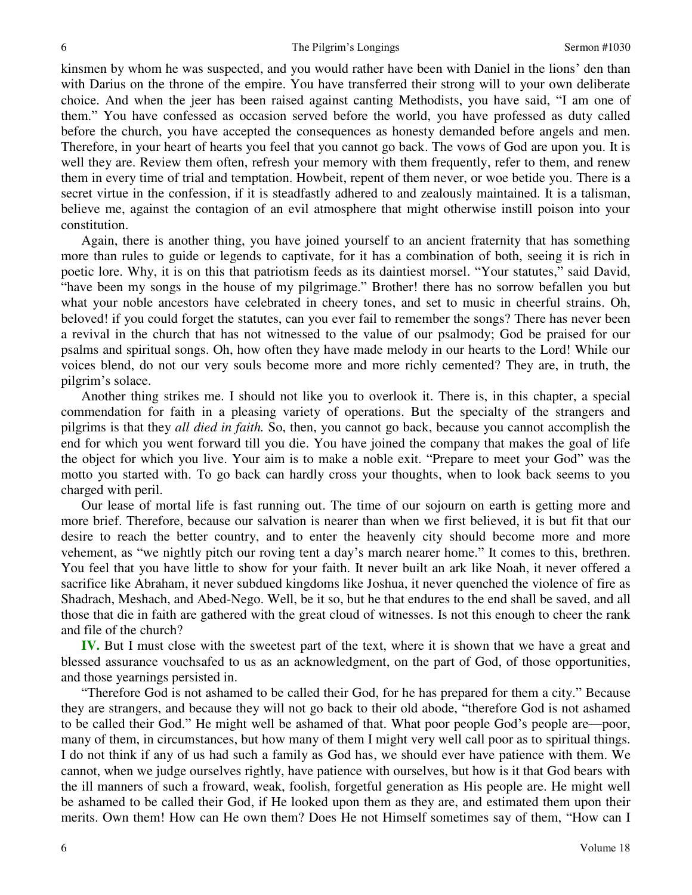kinsmen by whom he was suspected, and you would rather have been with Daniel in the lions' den than with Darius on the throne of the empire. You have transferred their strong will to your own deliberate choice. And when the jeer has been raised against canting Methodists, you have said, "I am one of them." You have confessed as occasion served before the world, you have professed as duty called before the church, you have accepted the consequences as honesty demanded before angels and men. Therefore, in your heart of hearts you feel that you cannot go back. The vows of God are upon you. It is well they are. Review them often, refresh your memory with them frequently, refer to them, and renew them in every time of trial and temptation. Howbeit, repent of them never, or woe betide you. There is a secret virtue in the confession, if it is steadfastly adhered to and zealously maintained. It is a talisman, believe me, against the contagion of an evil atmosphere that might otherwise instill poison into your constitution.

Again, there is another thing, you have joined yourself to an ancient fraternity that has something more than rules to guide or legends to captivate, for it has a combination of both, seeing it is rich in poetic lore. Why, it is on this that patriotism feeds as its daintiest morsel. "Your statutes," said David, "have been my songs in the house of my pilgrimage." Brother! there has no sorrow befallen you but what your noble ancestors have celebrated in cheery tones, and set to music in cheerful strains. Oh, beloved! if you could forget the statutes, can you ever fail to remember the songs? There has never been a revival in the church that has not witnessed to the value of our psalmody; God be praised for our psalms and spiritual songs. Oh, how often they have made melody in our hearts to the Lord! While our voices blend, do not our very souls become more and more richly cemented? They are, in truth, the pilgrim's solace.

Another thing strikes me. I should not like you to overlook it. There is, in this chapter, a special commendation for faith in a pleasing variety of operations. But the specialty of the strangers and pilgrims is that they *all died in faith.* So, then, you cannot go back, because you cannot accomplish the end for which you went forward till you die. You have joined the company that makes the goal of life the object for which you live. Your aim is to make a noble exit. "Prepare to meet your God" was the motto you started with. To go back can hardly cross your thoughts, when to look back seems to you charged with peril.

Our lease of mortal life is fast running out. The time of our sojourn on earth is getting more and more brief. Therefore, because our salvation is nearer than when we first believed, it is but fit that our desire to reach the better country, and to enter the heavenly city should become more and more vehement, as "we nightly pitch our roving tent a day's march nearer home." It comes to this, brethren. You feel that you have little to show for your faith. It never built an ark like Noah, it never offered a sacrifice like Abraham, it never subdued kingdoms like Joshua, it never quenched the violence of fire as Shadrach, Meshach, and Abed-Nego. Well, be it so, but he that endures to the end shall be saved, and all those that die in faith are gathered with the great cloud of witnesses. Is not this enough to cheer the rank and file of the church?

**IV.** But I must close with the sweetest part of the text, where it is shown that we have a great and blessed assurance vouchsafed to us as an acknowledgment, on the part of God, of those opportunities, and those yearnings persisted in.

"Therefore God is not ashamed to be called their God, for he has prepared for them a city." Because they are strangers, and because they will not go back to their old abode, "therefore God is not ashamed to be called their God." He might well be ashamed of that. What poor people God's people are—poor, many of them, in circumstances, but how many of them I might very well call poor as to spiritual things. I do not think if any of us had such a family as God has, we should ever have patience with them. We cannot, when we judge ourselves rightly, have patience with ourselves, but how is it that God bears with the ill manners of such a froward, weak, foolish, forgetful generation as His people are. He might well be ashamed to be called their God, if He looked upon them as they are, and estimated them upon their merits. Own them! How can He own them? Does He not Himself sometimes say of them, "How can I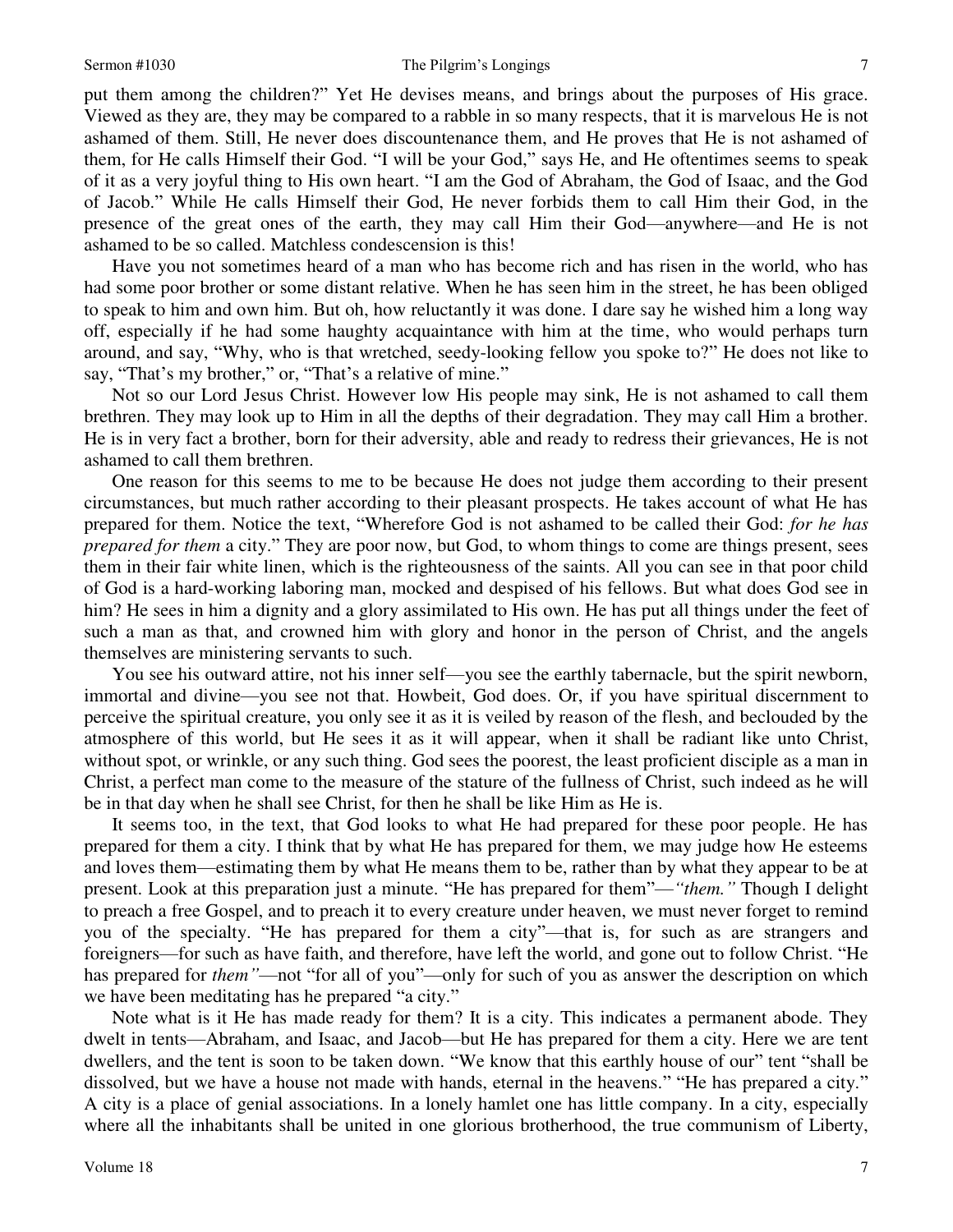put them among the children?" Yet He devises means, and brings about the purposes of His grace. Viewed as they are, they may be compared to a rabble in so many respects, that it is marvelous He is not ashamed of them. Still, He never does discountenance them, and He proves that He is not ashamed of them, for He calls Himself their God. "I will be your God," says He, and He oftentimes seems to speak of it as a very joyful thing to His own heart. "I am the God of Abraham, the God of Isaac, and the God of Jacob." While He calls Himself their God, He never forbids them to call Him their God, in the presence of the great ones of the earth, they may call Him their God—anywhere—and He is not ashamed to be so called. Matchless condescension is this!

Have you not sometimes heard of a man who has become rich and has risen in the world, who has had some poor brother or some distant relative. When he has seen him in the street, he has been obliged to speak to him and own him. But oh, how reluctantly it was done. I dare say he wished him a long way off, especially if he had some haughty acquaintance with him at the time, who would perhaps turn around, and say, "Why, who is that wretched, seedy-looking fellow you spoke to?" He does not like to say, "That's my brother," or, "That's a relative of mine."

Not so our Lord Jesus Christ. However low His people may sink, He is not ashamed to call them brethren. They may look up to Him in all the depths of their degradation. They may call Him a brother. He is in very fact a brother, born for their adversity, able and ready to redress their grievances, He is not ashamed to call them brethren.

One reason for this seems to me to be because He does not judge them according to their present circumstances, but much rather according to their pleasant prospects. He takes account of what He has prepared for them. Notice the text, "Wherefore God is not ashamed to be called their God: *for he has prepared for them* a city." They are poor now, but God, to whom things to come are things present, sees them in their fair white linen, which is the righteousness of the saints. All you can see in that poor child of God is a hard-working laboring man, mocked and despised of his fellows. But what does God see in him? He sees in him a dignity and a glory assimilated to His own. He has put all things under the feet of such a man as that, and crowned him with glory and honor in the person of Christ, and the angels themselves are ministering servants to such.

You see his outward attire, not his inner self—you see the earthly tabernacle, but the spirit newborn, immortal and divine—you see not that. Howbeit, God does. Or, if you have spiritual discernment to perceive the spiritual creature, you only see it as it is veiled by reason of the flesh, and beclouded by the atmosphere of this world, but He sees it as it will appear, when it shall be radiant like unto Christ, without spot, or wrinkle, or any such thing. God sees the poorest, the least proficient disciple as a man in Christ, a perfect man come to the measure of the stature of the fullness of Christ, such indeed as he will be in that day when he shall see Christ, for then he shall be like Him as He is.

It seems too, in the text, that God looks to what He had prepared for these poor people. He has prepared for them a city. I think that by what He has prepared for them, we may judge how He esteems and loves them—estimating them by what He means them to be, rather than by what they appear to be at present. Look at this preparation just a minute. "He has prepared for them"—*"them."* Though I delight to preach a free Gospel, and to preach it to every creature under heaven, we must never forget to remind you of the specialty. "He has prepared for them a city"—that is, for such as are strangers and foreigners—for such as have faith, and therefore, have left the world, and gone out to follow Christ. "He has prepared for *them"*—not "for all of you"—only for such of you as answer the description on which we have been meditating has he prepared "a city."

Note what is it He has made ready for them? It is a city. This indicates a permanent abode. They dwelt in tents—Abraham, and Isaac, and Jacob—but He has prepared for them a city. Here we are tent dwellers, and the tent is soon to be taken down. "We know that this earthly house of our" tent "shall be dissolved, but we have a house not made with hands, eternal in the heavens." "He has prepared a city." A city is a place of genial associations. In a lonely hamlet one has little company. In a city, especially where all the inhabitants shall be united in one glorious brotherhood, the true communism of Liberty,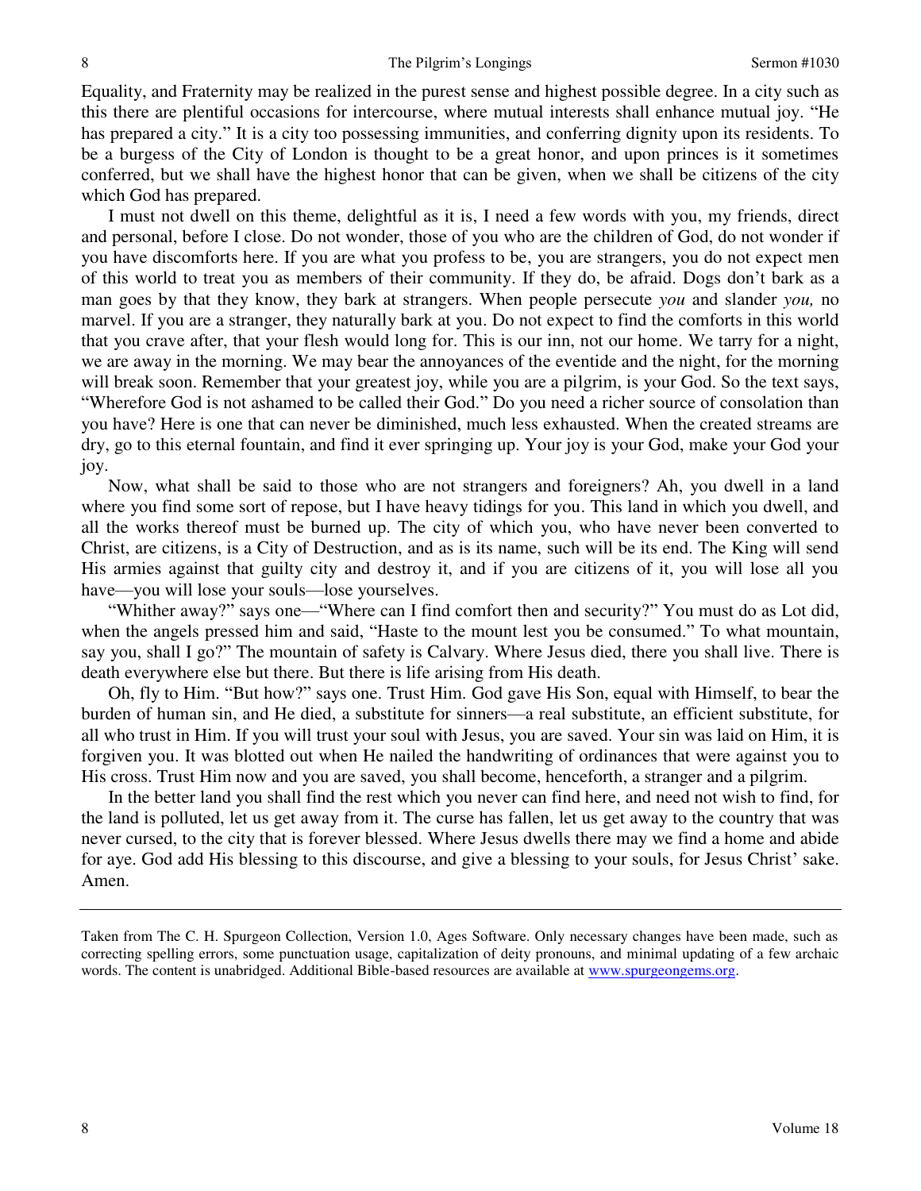Equality, and Fraternity may be realized in the purest sense and highest possible degree. In a city such as this there are plentiful occasions for intercourse, where mutual interests shall enhance mutual joy. "He has prepared a city." It is a city too possessing immunities, and conferring dignity upon its residents. To be a burgess of the City of London is thought to be a great honor, and upon princes is it sometimes conferred, but we shall have the highest honor that can be given, when we shall be citizens of the city which God has prepared.

I must not dwell on this theme, delightful as it is, I need a few words with you, my friends, direct and personal, before I close. Do not wonder, those of you who are the children of God, do not wonder if you have discomforts here. If you are what you profess to be, you are strangers, you do not expect men of this world to treat you as members of their community. If they do, be afraid. Dogs don't bark as a man goes by that they know, they bark at strangers. When people persecute *you* and slander *you,* no marvel. If you are a stranger, they naturally bark at you. Do not expect to find the comforts in this world that you crave after, that your flesh would long for. This is our inn, not our home. We tarry for a night, we are away in the morning. We may bear the annoyances of the eventide and the night, for the morning will break soon. Remember that your greatest joy, while you are a pilgrim, is your God. So the text says, "Wherefore God is not ashamed to be called their God." Do you need a richer source of consolation than you have? Here is one that can never be diminished, much less exhausted. When the created streams are dry, go to this eternal fountain, and find it ever springing up. Your joy is your God, make your God your joy.

Now, what shall be said to those who are not strangers and foreigners? Ah, you dwell in a land where you find some sort of repose, but I have heavy tidings for you. This land in which you dwell, and all the works thereof must be burned up. The city of which you, who have never been converted to Christ, are citizens, is a City of Destruction, and as is its name, such will be its end. The King will send His armies against that guilty city and destroy it, and if you are citizens of it, you will lose all you have—you will lose your souls—lose yourselves.

"Whither away?" says one—"Where can I find comfort then and security?" You must do as Lot did, when the angels pressed him and said, "Haste to the mount lest you be consumed." To what mountain, say you, shall I go?" The mountain of safety is Calvary. Where Jesus died, there you shall live. There is death everywhere else but there. But there is life arising from His death.

Oh, fly to Him. "But how?" says one. Trust Him. God gave His Son, equal with Himself, to bear the burden of human sin, and He died, a substitute for sinners—a real substitute, an efficient substitute, for all who trust in Him. If you will trust your soul with Jesus, you are saved. Your sin was laid on Him, it is forgiven you. It was blotted out when He nailed the handwriting of ordinances that were against you to His cross. Trust Him now and you are saved, you shall become, henceforth, a stranger and a pilgrim.

In the better land you shall find the rest which you never can find here, and need not wish to find, for the land is polluted, let us get away from it. The curse has fallen, let us get away to the country that was never cursed, to the city that is forever blessed. Where Jesus dwells there may we find a home and abide for aye. God add His blessing to this discourse, and give a blessing to your souls, for Jesus Christ' sake. Amen.

---

Taken from The C. H. Spurgeon Collection, Version 1.0, Ages Software. Only necessary changes have been made, such as correcting spelling errors, some punctuation usage, capitalization of deity pronouns, and minimal updating of a few archaic words. The content is unabridged. Additional Bible-based resources are available at www.spurgeongems.org.